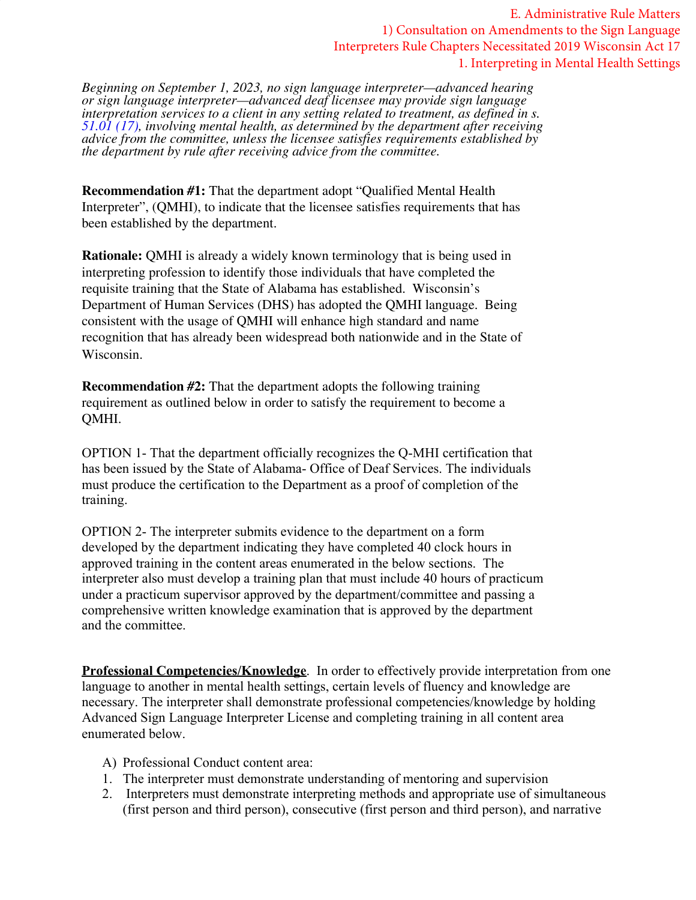E. Administrative Rule Matters
1) Consultation on Amendments to the Sign Language Interpreters Rule Chapters Necessitated 2019 Wisconsin Act 17
1. Interpreting in Mental Health Settings

*Beginning on September 1, 2023, no sign language interpreter—advanced hearing or sign language interpreter—advanced deaf licensee may provide sign language interpretation services to a client in any setting related to treatment, as defined in s. 51.01 (17), involving mental health, as determined by the department after receiving advice from the committee, unless the licensee satisfies requirements established by the department by rule after receiving advice from the committee.*

**Recommendation #1:** That the department adopt "Qualified Mental Health Interpreter", (QMHI), to indicate that the licensee satisfies requirements that has been established by the department.

**Rationale:** QMHI is already a widely known terminology that is being used in interpreting profession to identify those individuals that have completed the requisite training that the State of Alabama has established. Wisconsin's Department of Human Services (DHS) has adopted the QMHI language. Being consistent with the usage of QMHI will enhance high standard and name recognition that has already been widespread both nationwide and in the State of Wisconsin.

**Recommendation #2:** That the department adopts the following training requirement as outlined below in order to satisfy the requirement to become a QMHI.

OPTION 1- That the department officially recognizes the Q-MHI certification that has been issued by the State of Alabama- Office of Deaf Services. The individuals must produce the certification to the Department as a proof of completion of the training.

OPTION 2- The interpreter submits evidence to the department on a form developed by the department indicating they have completed 40 clock hours in approved training in the content areas enumerated in the below sections. The interpreter also must develop a training plan that must include 40 hours of practicum under a practicum supervisor approved by the department/committee and passing a comprehensive written knowledge examination that is approved by the department and the committee.

**<u>Professional Competencies/Knowledge</u>**. In order to effectively provide interpretation from one language to another in mental health settings, certain levels of fluency and knowledge are necessary. The interpreter shall demonstrate professional competencies/knowledge by holding Advanced Sign Language Interpreter License and completing training in all content area enumerated below.

A) Professional Conduct content area:
1. The interpreter must demonstrate understanding of mentoring and supervision
2. Interpreters must demonstrate interpreting methods and appropriate use of simultaneous (first person and third person), consecutive (first person and third person), and narrative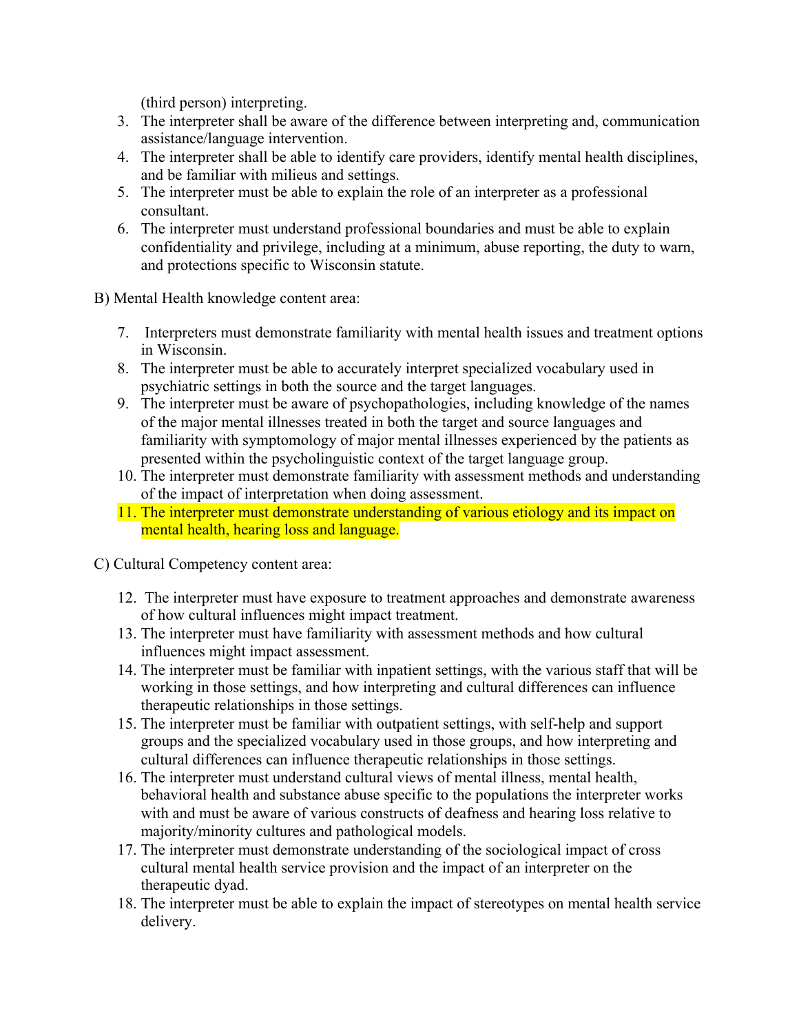(third person) interpreting.

3. The interpreter shall be aware of the difference between interpreting and, communication assistance/language intervention.
4. The interpreter shall be able to identify care providers, identify mental health disciplines, and be familiar with milieus and settings.
5. The interpreter must be able to explain the role of an interpreter as a professional consultant.
6. The interpreter must understand professional boundaries and must be able to explain confidentiality and privilege, including at a minimum, abuse reporting, the duty to warn, and protections specific to Wisconsin statute.

B) Mental Health knowledge content area:

7. Interpreters must demonstrate familiarity with mental health issues and treatment options in Wisconsin.
8. The interpreter must be able to accurately interpret specialized vocabulary used in psychiatric settings in both the source and the target languages.
9. The interpreter must be aware of psychopathologies, including knowledge of the names of the major mental illnesses treated in both the target and source languages and familiarity with symptomology of major mental illnesses experienced by the patients as presented within the psycholinguistic context of the target language group.
10. The interpreter must demonstrate familiarity with assessment methods and understanding of the impact of interpretation when doing assessment.
11. The interpreter must demonstrate understanding of various etiology and its impact on mental health, hearing loss and language.

C) Cultural Competency content area:

12. The interpreter must have exposure to treatment approaches and demonstrate awareness of how cultural influences might impact treatment.
13. The interpreter must have familiarity with assessment methods and how cultural influences might impact assessment.
14. The interpreter must be familiar with inpatient settings, with the various staff that will be working in those settings, and how interpreting and cultural differences can influence therapeutic relationships in those settings.
15. The interpreter must be familiar with outpatient settings, with self-help and support groups and the specialized vocabulary used in those groups, and how interpreting and cultural differences can influence therapeutic relationships in those settings.
16. The interpreter must understand cultural views of mental illness, mental health, behavioral health and substance abuse specific to the populations the interpreter works with and must be aware of various constructs of deafness and hearing loss relative to majority/minority cultures and pathological models.
17. The interpreter must demonstrate understanding of the sociological impact of cross cultural mental health service provision and the impact of an interpreter on the therapeutic dyad.
18. The interpreter must be able to explain the impact of stereotypes on mental health service delivery.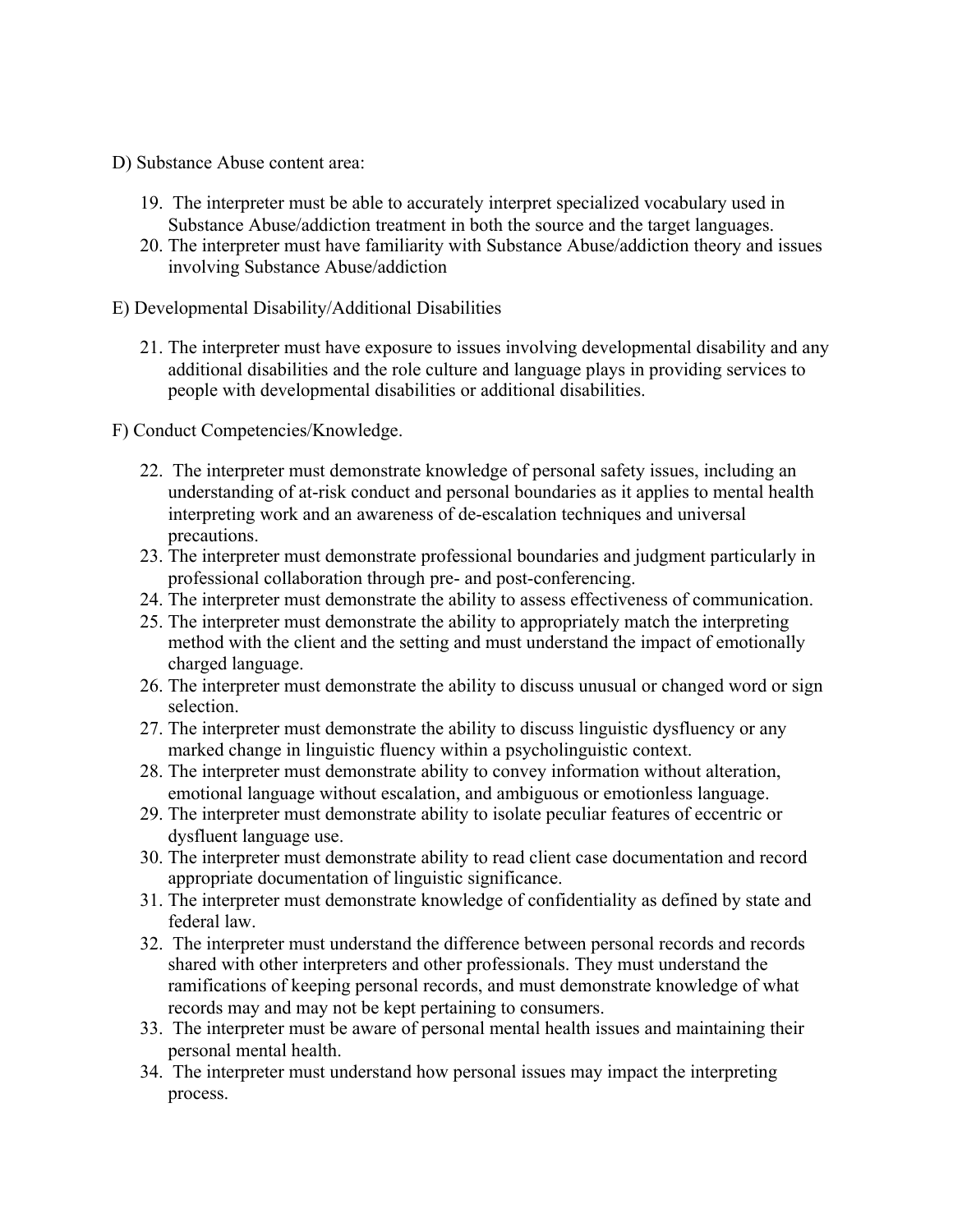D) Substance Abuse content area:

19. The interpreter must be able to accurately interpret specialized vocabulary used in Substance Abuse/addiction treatment in both the source and the target languages.
20. The interpreter must have familiarity with Substance Abuse/addiction theory and issues involving Substance Abuse/addiction

E) Developmental Disability/Additional Disabilities

21. The interpreter must have exposure to issues involving developmental disability and any additional disabilities and the role culture and language plays in providing services to people with developmental disabilities or additional disabilities.

F) Conduct Competencies/Knowledge.

22. The interpreter must demonstrate knowledge of personal safety issues, including an understanding of at-risk conduct and personal boundaries as it applies to mental health interpreting work and an awareness of de-escalation techniques and universal precautions.
23. The interpreter must demonstrate professional boundaries and judgment particularly in professional collaboration through pre- and post-conferencing.
24. The interpreter must demonstrate the ability to assess effectiveness of communication.
25. The interpreter must demonstrate the ability to appropriately match the interpreting method with the client and the setting and must understand the impact of emotionally charged language.
26. The interpreter must demonstrate the ability to discuss unusual or changed word or sign selection.
27. The interpreter must demonstrate the ability to discuss linguistic dysfluency or any marked change in linguistic fluency within a psycholinguistic context.
28. The interpreter must demonstrate ability to convey information without alteration, emotional language without escalation, and ambiguous or emotionless language.
29. The interpreter must demonstrate ability to isolate peculiar features of eccentric or dysfluent language use.
30. The interpreter must demonstrate ability to read client case documentation and record appropriate documentation of linguistic significance.
31. The interpreter must demonstrate knowledge of confidentiality as defined by state and federal law.
32. The interpreter must understand the difference between personal records and records shared with other interpreters and other professionals. They must understand the ramifications of keeping personal records, and must demonstrate knowledge of what records may and may not be kept pertaining to consumers.
33. The interpreter must be aware of personal mental health issues and maintaining their personal mental health.
34. The interpreter must understand how personal issues may impact the interpreting process.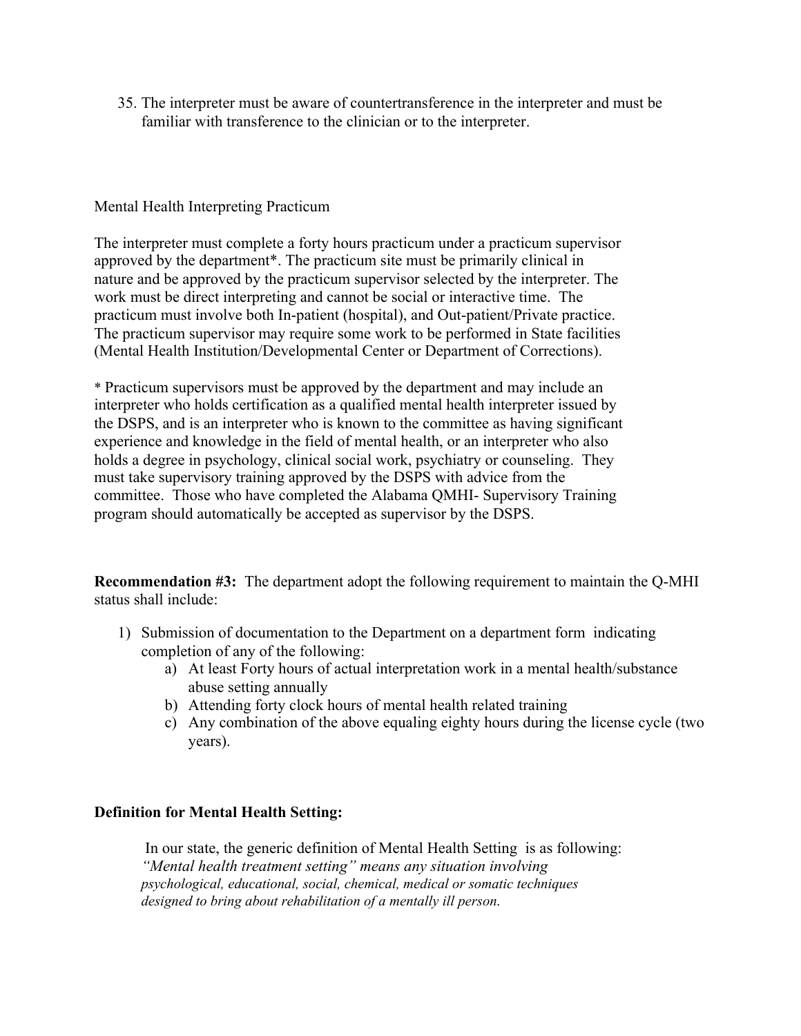35. The interpreter must be aware of countertransference in the interpreter and must be familiar with transference to the clinician or to the interpreter.

Mental Health Interpreting Practicum

The interpreter must complete a forty hours practicum under a practicum supervisor approved by the department*. The practicum site must be primarily clinical in nature and be approved by the practicum supervisor selected by the interpreter. The work must be direct interpreting and cannot be social or interactive time. The practicum must involve both In-patient (hospital), and Out-patient/Private practice. The practicum supervisor may require some work to be performed in State facilities (Mental Health Institution/Developmental Center or Department of Corrections).

* Practicum supervisors must be approved by the department and may include an interpreter who holds certification as a qualified mental health interpreter issued by the DSPS, and is an interpreter who is known to the committee as having significant experience and knowledge in the field of mental health, or an interpreter who also holds a degree in psychology, clinical social work, psychiatry or counseling. They must take supervisory training approved by the DSPS with advice from the committee. Those who have completed the Alabama QMHI- Supervisory Training program should automatically be accepted as supervisor by the DSPS.

**Recommendation #3:** The department adopt the following requirement to maintain the Q-MHI status shall include:

1) Submission of documentation to the Department on a department form indicating completion of any of the following:
    a) At least Forty hours of actual interpretation work in a mental health/substance abuse setting annually
    b) Attending forty clock hours of mental health related training
    c) Any combination of the above equaling eighty hours during the license cycle (two years).

**Definition for Mental Health Setting:**

In our state, the generic definition of Mental Health Setting is as following:
*"Mental health treatment setting" means any situation involving psychological, educational, social, chemical, medical or somatic techniques designed to bring about rehabilitation of a mentally ill person.*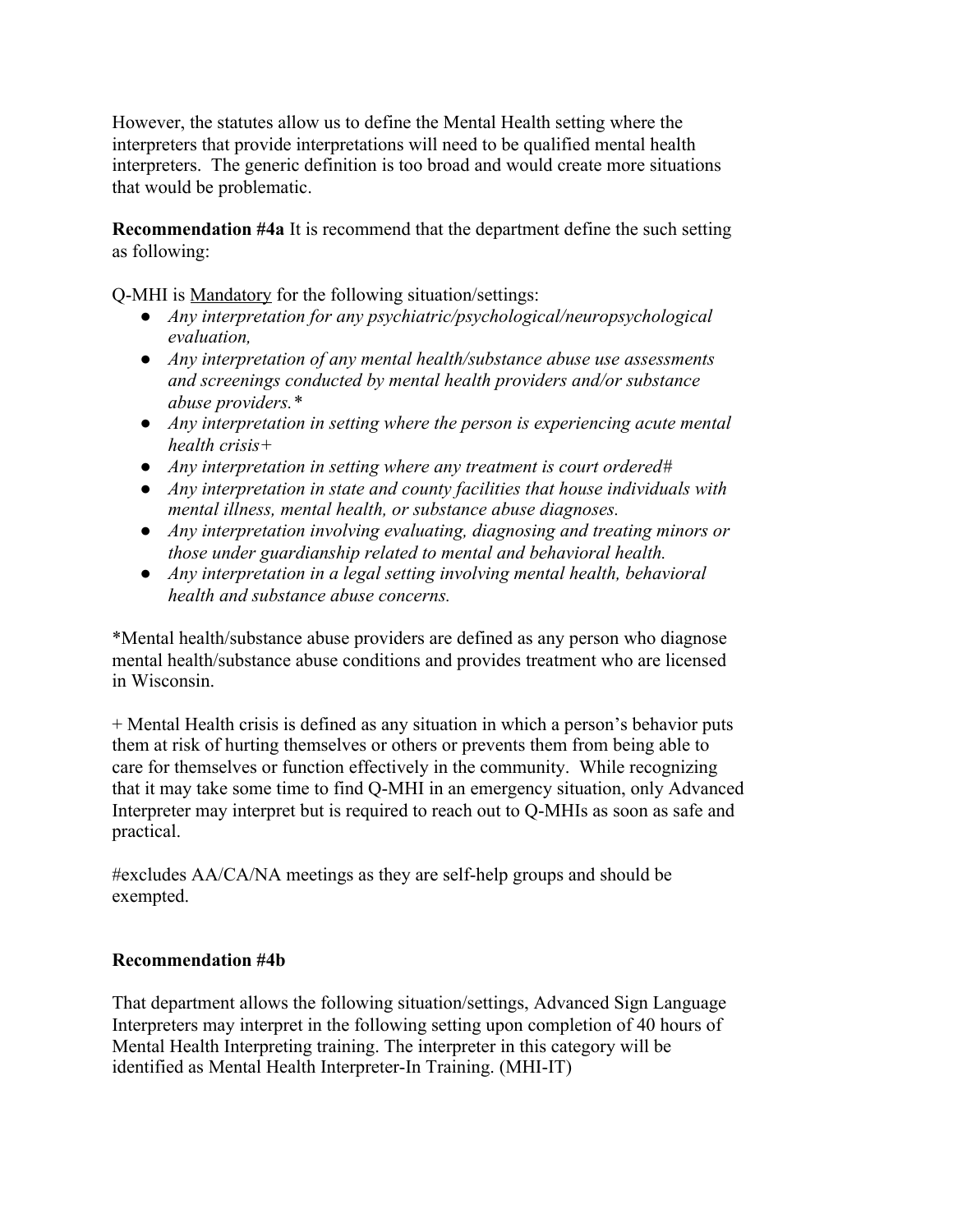However, the statutes allow us to define the Mental Health setting where the interpreters that provide interpretations will need to be qualified mental health interpreters. The generic definition is too broad and would create more situations that would be problematic.

**Recommendation #4a** It is recommend that the department define the such setting as following:

Q-MHI is <u>Mandatory</u> for the following situation/settings:

- *Any interpretation for any psychiatric/psychological/neuropsychological evaluation,*
- *Any interpretation of any mental health/substance abuse use assessments and screenings conducted by mental health providers and/or substance abuse providers.**
- *Any interpretation in setting where the person is experiencing acute mental health crisis+*
- *Any interpretation in setting where any treatment is court ordered#*
- *Any interpretation in state and county facilities that house individuals with mental illness, mental health, or substance abuse diagnoses.*
- *Any interpretation involving evaluating, diagnosing and treating minors or those under guardianship related to mental and behavioral health.*
- *Any interpretation in a legal setting involving mental health, behavioral health and substance abuse concerns.*

*Mental health/substance abuse providers are defined as any person who diagnose mental health/substance abuse conditions and provides treatment who are licensed in Wisconsin.

+ Mental Health crisis is defined as any situation in which a person's behavior puts them at risk of hurting themselves or others or prevents them from being able to care for themselves or function effectively in the community. While recognizing that it may take some time to find Q-MHI in an emergency situation, only Advanced Interpreter may interpret but is required to reach out to Q-MHIs as soon as safe and practical.

#excludes AA/CA/NA meetings as they are self-help groups and should be exempted.

**Recommendation #4b**

That department allows the following situation/settings, Advanced Sign Language Interpreters may interpret in the following setting upon completion of 40 hours of Mental Health Interpreting training. The interpreter in this category will be identified as Mental Health Interpreter-In Training. (MHI-IT)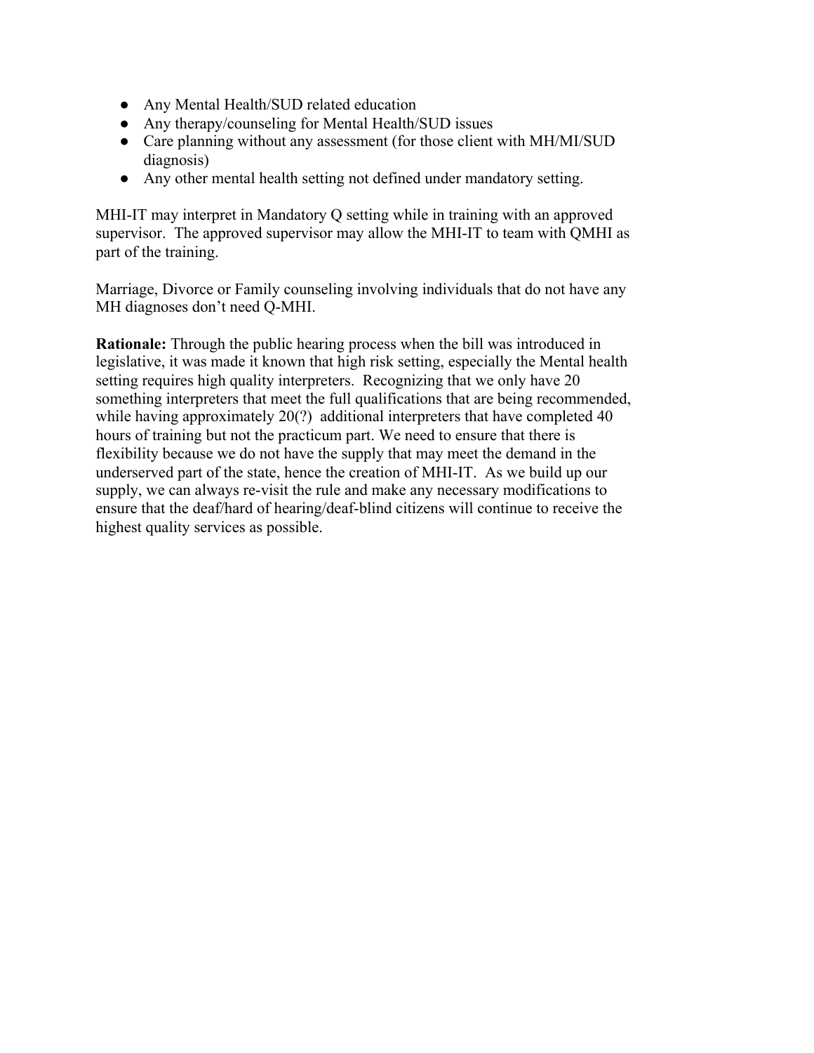- Any Mental Health/SUD related education
- Any therapy/counseling for Mental Health/SUD issues
- Care planning without any assessment (for those client with MH/MI/SUD diagnosis)
- Any other mental health setting not defined under mandatory setting.

MHI-IT may interpret in Mandatory Q setting while in training with an approved supervisor. The approved supervisor may allow the MHI-IT to team with QMHI as part of the training.

Marriage, Divorce or Family counseling involving individuals that do not have any MH diagnoses don't need Q-MHI.

**Rationale:** Through the public hearing process when the bill was introduced in legislative, it was made it known that high risk setting, especially the Mental health setting requires high quality interpreters. Recognizing that we only have 20 something interpreters that meet the full qualifications that are being recommended, while having approximately 20(?) additional interpreters that have completed 40 hours of training but not the practicum part. We need to ensure that there is flexibility because we do not have the supply that may meet the demand in the underserved part of the state, hence the creation of MHI-IT. As we build up our supply, we can always re-visit the rule and make any necessary modifications to ensure that the deaf/hard of hearing/deaf-blind citizens will continue to receive the highest quality services as possible.